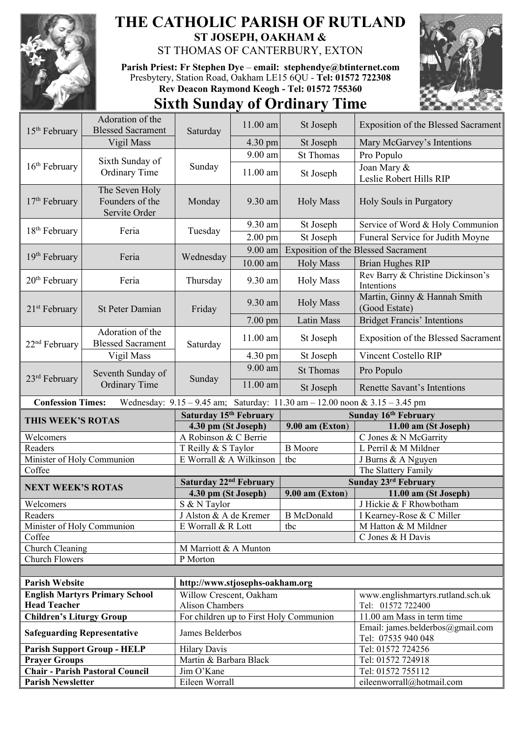# THE CATHOLIC PARISH OF RUTLAND

**ST JOSEPH, OAKHAM &**

ST THOMAS OF CANTERBURY, EXTON

**Parish Priest: Fr Stephen Dye – email: stephendye@btinternet.com**

Presbytery, Station Road, Oakham LE15 6QU - **Tel: 01572 722308**

**Rev Deacon Raymond Keogh - Tel: 01572 755360**

## Sixth Sunday of Ordinary Time

| Date | Occasion | Day | Time | Location | Intention |
|---|---|---|---|---|---|
| 15th February | Adoration of the Blessed Sacrament | Saturday | 11.00 am | St Joseph | Exposition of the Blessed Sacrament |
| | Vigil Mass | | 4.30 pm | St Joseph | Mary McGarvey's Intentions |
| 16th February | Sixth Sunday of Ordinary Time | Sunday | 9.00 am | St Thomas | Pro Populo |
| | | | 11.00 am | St Joseph | Joan Mary & Leslie Robert Hills RIP |
| 17th February | The Seven Holy Founders of the Servite Order | Monday | 9.30 am | Holy Mass | Holy Souls in Purgatory |
| 18th February | Feria | Tuesday | 9.30 am | St Joseph | Service of Word & Holy Communion |
| | | | 2.00 pm | St Joseph | Funeral Service for Judith Moyne |
| 19th February | Feria | Wednesday | 9.00 am | Exposition of the Blessed Sacrament | |
| | | | 10.00 am | Holy Mass | Brian Hughes RIP |
| 20th February | Feria | Thursday | 9.30 am | Holy Mass | Rev Barry & Christine Dickinson's Intentions |
| 21st February | St Peter Damian | Friday | 9.30 am | Holy Mass | Martin, Ginny & Hannah Smith (Good Estate) |
| | | | 7.00 pm | Latin Mass | Bridget Francis' Intentions |
| 22nd February | Adoration of the Blessed Sacrament | Saturday | 11.00 am | St Joseph | Exposition of the Blessed Sacrament |
| | Vigil Mass | | 4.30 pm | St Joseph | Vincent Costello RIP |
| 23rd February | Seventh Sunday of Ordinary Time | Sunday | 9.00 am | St Thomas | Pro Populo |
| | | | 11.00 am | St Joseph | Renette Savant's Intentions |

**Confession Times:** Wednesday: 9.15 – 9.45 am; Saturday: 11.30 am – 12.00 noon & 3.15 – 3.45 pm

| THIS WEEK'S ROTAS | Saturday 15th February 4.30 pm (St Joseph) | Sunday 16th February 9.00 am (Exton) | Sunday 16th February 11.00 am (St Joseph) |
|---|---|---|---|
| Welcomers | A Robinson & C Berrie | | C Jones & N McGarrity |
| Readers | T Reilly & S Taylor | B Moore | L Perril & M Mildner |
| Minister of Holy Communion | E Worrall & A Wilkinson | tbc | J Burns & A Nguyen |
| Coffee | | | The Slattery Family |

| NEXT WEEK'S ROTAS | Saturday 22nd February 4.30 pm (St Joseph) | Sunday 23rd February 9.00 am (Exton) | Sunday 23rd February 11.00 am (St Joseph) |
|---|---|---|---|
| Welcomers | S & N Taylor | | J Hickie & F Rhowbotham |
| Readers | J Alston & A de Kremer | B McDonald | I Kearney-Rose & C Miller |
| Minister of Holy Communion | E Worrall & R Lott | tbc | M Hatton & M Mildner |
| Coffee | | | C Jones & H Davis |
| Church Cleaning | M Marriott & A Munton | | |
| Church Flowers | P Morton | | |

| | | |
|---|---|---|
| **Parish Website** | **http://www.stjosephs-oakham.org** | |
| **English Martyrs Primary School Head Teacher** | Willow Crescent, Oakham Alison Chambers | www.englishmartyrs.rutland.sch.uk Tel: 01572 722400 |
| **Children's Liturgy Group** | For children up to First Holy Communion | 11.00 am Mass in term time |
| **Safeguarding Representative** | James Belderbos | Email: james.belderbos@gmail.com Tel: 07535 940 048 |
| **Parish Support Group - HELP** | Hilary Davis | Tel: 01572 724256 |
| **Prayer Groups** | Martin & Barbara Black | Tel: 01572 724918 |
| **Chair - Parish Pastoral Council** | Jim O'Kane | Tel: 01572 755112 |
| **Parish Newsletter** | Eileen Worrall | eileenworrall@hotmail.com |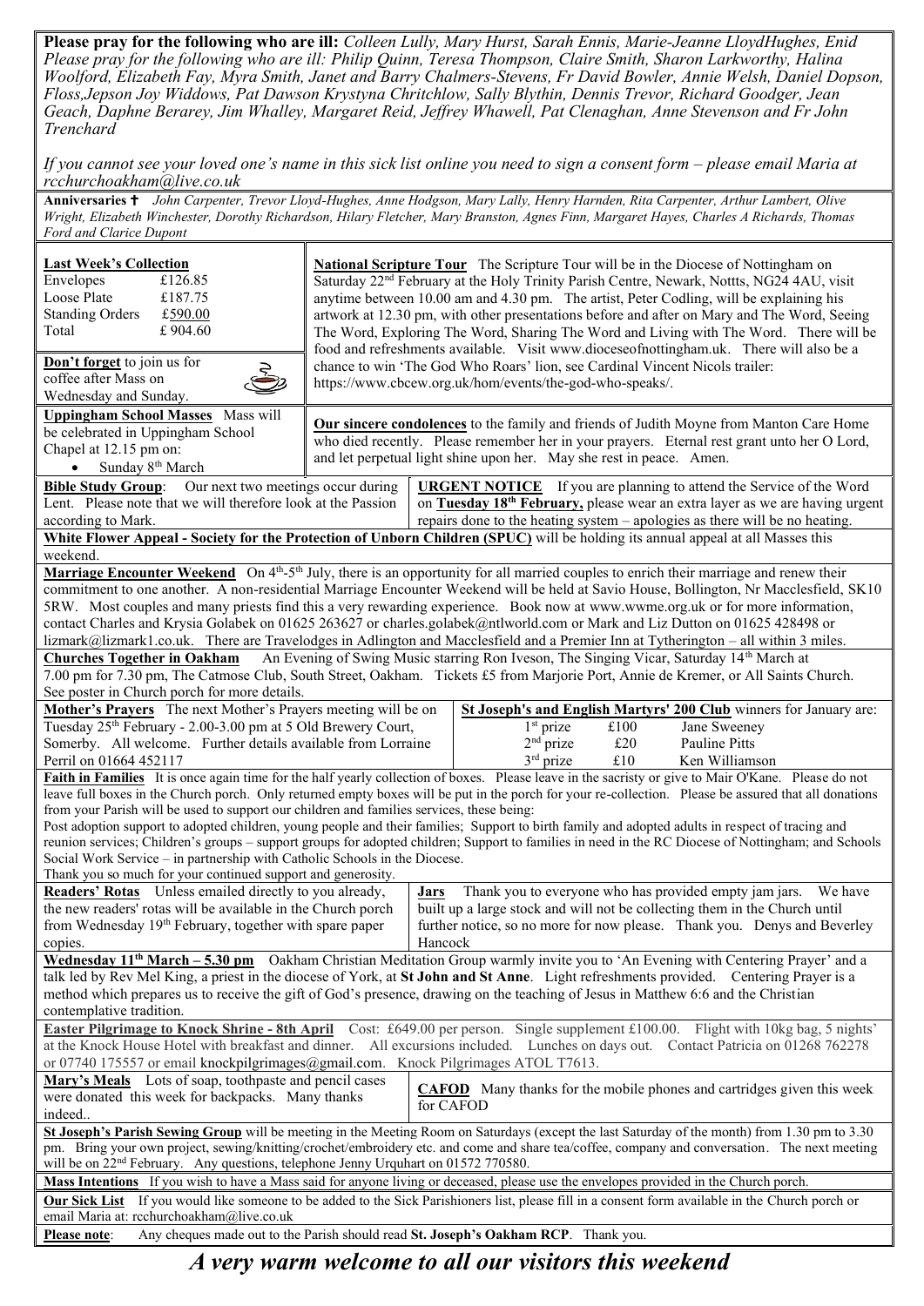**Please pray for the following who are ill:** *Colleen Lully, Mary Hurst, Sarah Ennis, Marie-Jeanne LloydHughes, Enid Please pray for the following who are ill: Philip Quinn, Teresa Thompson, Claire Smith, Sharon Larkworthy, Halina Woolford, Elizabeth Fay, Myra Smith, Janet and Barry Chalmers-Stevens, Fr David Bowler, Annie Welsh, Daniel Dopson, Floss,Jepson Joy Widdows, Pat Dawson Krystyna Chritchlow, Sally Blythin, Dennis Trevor, Richard Goodger, Jean Geach, Daphne Berarey, Jim Whalley, Margaret Reid, Jeffrey Whawell, Pat Clenaghan, Anne Stevenson and Fr John Trenchard*

*If you cannot see your loved one's name in this sick list online you need to sign a consent form – please email Maria at rcchurchoakham@live.co.uk*

**Anniversaries ✝** *John Carpenter, Trevor Lloyd-Hughes, Anne Hodgson, Mary Lally, Henry Harnden, Rita Carpenter, Arthur Lambert, Olive Wright, Elizabeth Winchester, Dorothy Richardson, Hilary Fletcher, Mary Branston, Agnes Finn, Margaret Hayes, Charles A Richards, Thomas Ford and Clarice Dupont*

**Last Week's Collection**

| | |
|---|---|
| Envelopes | £126.85 |
| Loose Plate | £187.75 |
| Standing Orders | £590.00 |
| Total | £ 904.60 |

**Don't forget** to join us for coffee after Mass on Wednesday and Sunday.

**National Scripture Tour** The Scripture Tour will be in the Diocese of Nottingham on Saturday 22nd February at the Holy Trinity Parish Centre, Newark, Nottts, NG24 4AU, visit anytime between 10.00 am and 4.30 pm. The artist, Peter Codling, will be explaining his artwork at 12.30 pm, with other presentations before and after on Mary and The Word, Seeing The Word, Exploring The Word, Sharing The Word and Living with The Word. There will be food and refreshments available. Visit www.dioceseofnottingham.uk. There will also be a chance to win 'The God Who Roars' lion, see Cardinal Vincent Nicols trailer: https://www.cbcew.org.uk/hom/events/the-god-who-speaks/.

**Uppingham School Masses** Mass will be celebrated in Uppingham School Chapel at 12.15 pm on:
- Sunday 8th March

**Our sincere condolences** to the family and friends of Judith Moyne from Manton Care Home who died recently. Please remember her in your prayers. Eternal rest grant unto her O Lord, and let perpetual light shine upon her. May she rest in peace. Amen.

**Bible Study Group**: Our next two meetings occur during Lent. Please note that we will therefore look at the Passion according to Mark.

**URGENT NOTICE** If you are planning to attend the Service of the Word on **Tuesday 18th February,** please wear an extra layer as we are having urgent repairs done to the heating system – apologies as there will be no heating.

**White Flower Appeal - Society for the Protection of Unborn Children (SPUC)** will be holding its annual appeal at all Masses this weekend.

**Marriage Encounter Weekend** On 4th-5th July, there is an opportunity for all married couples to enrich their marriage and renew their commitment to one another. A non-residential Marriage Encounter Weekend will be held at Savio House, Bollington, Nr Macclesfield, SK10 5RW. Most couples and many priests find this a very rewarding experience. Book now at www.wwme.org.uk or for more information, contact Charles and Krysia Golabek on 01625 263627 or charles.golabek@ntlworld.com or Mark and Liz Dutton on 01625 428498 or lizmark@lizmark1.co.uk. There are Travelodges in Adlington and Macclesfield and a Premier Inn at Tytherington – all within 3 miles.

**Churches Together in Oakham** An Evening of Swing Music starring Ron Iveson, The Singing Vicar, Saturday 14th March at 7.00 pm for 7.30 pm, The Catmose Club, South Street, Oakham. Tickets £5 from Marjorie Port, Annie de Kremer, or All Saints Church. See poster in Church porch for more details.

**Mother's Prayers** The next Mother's Prayers meeting will be on Tuesday 25th February - 2.00-3.00 pm at 5 Old Brewery Court, Somerby. All welcome. Further details available from Lorraine Perril on 01664 452117

**St Joseph's and English Martyrs' 200 Club** winners for January are:

| | | |
|---|---|---|
| 1st prize | £100 | Jane Sweeney |
| 2nd prize | £20 | Pauline Pitts |
| 3rd prize | £10 | Ken Williamson |

**Faith in Families** It is once again time for the half yearly collection of boxes. Please leave in the sacristy or give to Mair O'Kane. Please do not leave full boxes in the Church porch. Only returned empty boxes will be put in the porch for your re-collection. Please be assured that all donations from your Parish will be used to support our children and families services, these being:
Post adoption support to adopted children, young people and their families; Support to birth family and adopted adults in respect of tracing and reunion services; Children's groups – support groups for adopted children; Support to families in need in the RC Diocese of Nottingham; and Schools Social Work Service – in partnership with Catholic Schools in the Diocese.
Thank you so much for your continued support and generosity.

**Readers' Rotas** Unless emailed directly to you already, the new readers' rotas will be available in the Church porch from Wednesday 19th February, together with spare paper copies.

**Jars** Thank you to everyone who has provided empty jam jars. We have built up a large stock and will not be collecting them in the Church until further notice, so no more for now please. Thank you. Denys and Beverley Hancock

**Wednesday 11th March – 5.30 pm** Oakham Christian Meditation Group warmly invite you to 'An Evening with Centering Prayer' and a talk led by Rev Mel King, a priest in the diocese of York, at **St John and St Anne**. Light refreshments provided. Centering Prayer is a method which prepares us to receive the gift of God's presence, drawing on the teaching of Jesus in Matthew 6:6 and the Christian contemplative tradition.

**Easter Pilgrimage to Knock Shrine - 8th April** Cost: £649.00 per person. Single supplement £100.00. Flight with 10kg bag, 5 nights' at the Knock House Hotel with breakfast and dinner. All excursions included. Lunches on days out. Contact Patricia on 01268 762278 or 07740 175557 or email knockpilgrimages@gmail.com. Knock Pilgrimages ATOL T7613.

**Mary's Meals** Lots of soap, toothpaste and pencil cases were donated this week for backpacks. Many thanks indeed..

**CAFOD** Many thanks for the mobile phones and cartridges given this week for CAFOD

**St Joseph's Parish Sewing Group** will be meeting in the Meeting Room on Saturdays (except the last Saturday of the month) from 1.30 pm to 3.30 pm. Bring your own project, sewing/knitting/crochet/embroidery etc. and come and share tea/coffee, company and conversation. The next meeting will be on 22nd February. Any questions, telephone Jenny Urquhart on 01572 770580.

**Mass Intentions** If you wish to have a Mass said for anyone living or deceased, please use the envelopes provided in the Church porch.

**Our Sick List** If you would like someone to be added to the Sick Parishioners list, please fill in a consent form available in the Church porch or email Maria at: rcchurchoakham@live.co.uk

**Please note**: Any cheques made out to the Parish should read **St. Joseph's Oakham RCP**. Thank you.

***A very warm welcome to all our visitors this weekend***